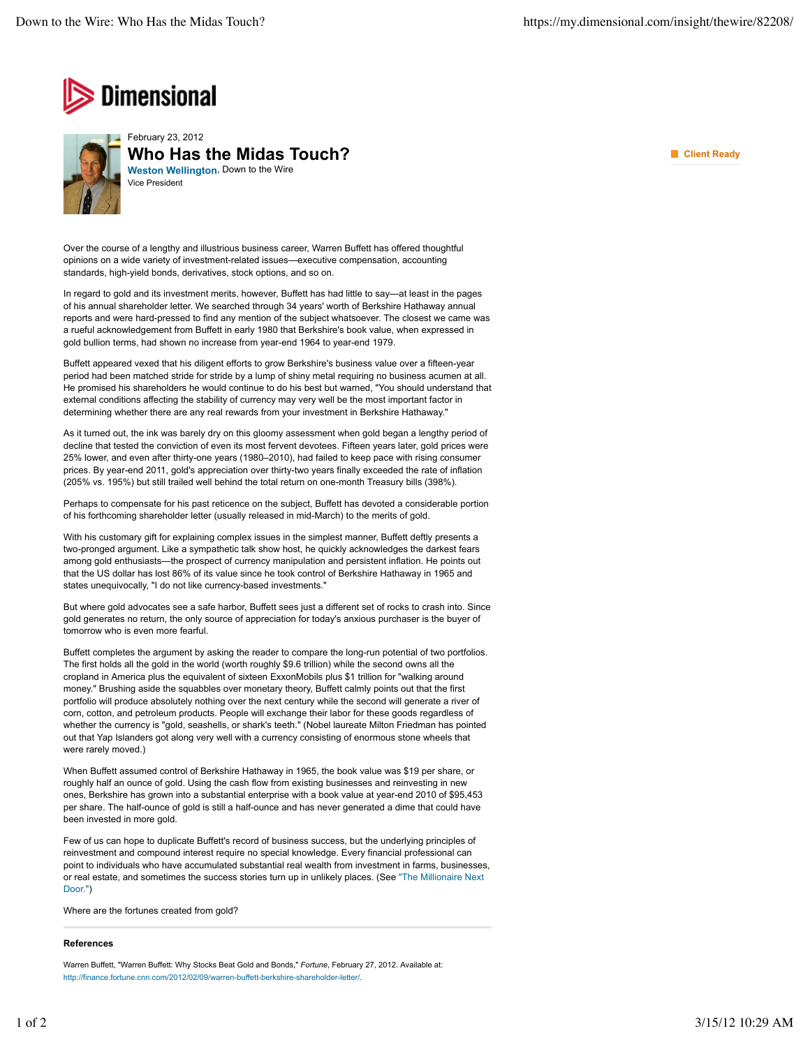Dimensional

February 23, 2012

# Who Has the Midas Touch?

**Weston Wellington**, Down to the Wire
Vice President

Client Ready

Over the course of a lengthy and illustrious business career, Warren Buffett has offered thoughtful opinions on a wide variety of investment-related issues—executive compensation, accounting standards, high-yield bonds, derivatives, stock options, and so on.

In regard to gold and its investment merits, however, Buffett has had little to say—at least in the pages of his annual shareholder letter. We searched through 34 years' worth of Berkshire Hathaway annual reports and were hard-pressed to find any mention of the subject whatsoever. The closest we came was a rueful acknowledgement from Buffett in early 1980 that Berkshire's book value, when expressed in gold bullion terms, had shown no increase from year-end 1964 to year-end 1979.

Buffett appeared vexed that his diligent efforts to grow Berkshire's business value over a fifteen-year period had been matched stride for stride by a lump of shiny metal requiring no business acumen at all. He promised his shareholders he would continue to do his best but warned, "You should understand that external conditions affecting the stability of currency may very well be the most important factor in determining whether there are any real rewards from your investment in Berkshire Hathaway."

As it turned out, the ink was barely dry on this gloomy assessment when gold began a lengthy period of decline that tested the conviction of even its most fervent devotees. Fifteen years later, gold prices were 25% lower, and even after thirty-one years (1980–2010), had failed to keep pace with rising consumer prices. By year-end 2011, gold's appreciation over thirty-two years finally exceeded the rate of inflation (205% vs. 195%) but still trailed well behind the total return on one-month Treasury bills (398%).

Perhaps to compensate for his past reticence on the subject, Buffett has devoted a considerable portion of his forthcoming shareholder letter (usually released in mid-March) to the merits of gold.

With his customary gift for explaining complex issues in the simplest manner, Buffett deftly presents a two-pronged argument. Like a sympathetic talk show host, he quickly acknowledges the darkest fears among gold enthusiasts—the prospect of currency manipulation and persistent inflation. He points out that the US dollar has lost 86% of its value since he took control of Berkshire Hathaway in 1965 and states unequivocally, "I do not like currency-based investments."

But where gold advocates see a safe harbor, Buffett sees just a different set of rocks to crash into. Since gold generates no return, the only source of appreciation for today's anxious purchaser is the buyer of tomorrow who is even more fearful.

Buffett completes the argument by asking the reader to compare the long-run potential of two portfolios. The first holds all the gold in the world (worth roughly $9.6 trillion) while the second owns all the cropland in America plus the equivalent of sixteen ExxonMobils plus $1 trillion for "walking around money." Brushing aside the squabbles over monetary theory, Buffett calmly points out that the first portfolio will produce absolutely nothing over the next century while the second will generate a river of corn, cotton, and petroleum products. People will exchange their labor for these goods regardless of whether the currency is "gold, seashells, or shark's teeth." (Nobel laureate Milton Friedman has pointed out that Yap Islanders got along very well with a currency consisting of enormous stone wheels that were rarely moved.)

When Buffett assumed control of Berkshire Hathaway in 1965, the book value was $19 per share, or roughly half an ounce of gold. Using the cash flow from existing businesses and reinvesting in new ones, Berkshire has grown into a substantial enterprise with a book value at year-end 2010 of $95,453 per share. The half-ounce of gold is still a half-ounce and has never generated a dime that could have been invested in more gold.

Few of us can hope to duplicate Buffett's record of business success, but the underlying principles of reinvestment and compound interest require no special knowledge. Every financial professional can point to individuals who have accumulated substantial real wealth from investment in farms, businesses, or real estate, and sometimes the success stories turn up in unlikely places. (See "The Millionaire Next Door.")

Where are the fortunes created from gold?

**References**

Warren Buffett, "Warren Buffett: Why Stocks Beat Gold and Bonds," *Fortune*, February 27, 2012. Available at: http://finance.fortune.cnn.com/2012/02/09/warren-buffett-berkshire-shareholder-letter/.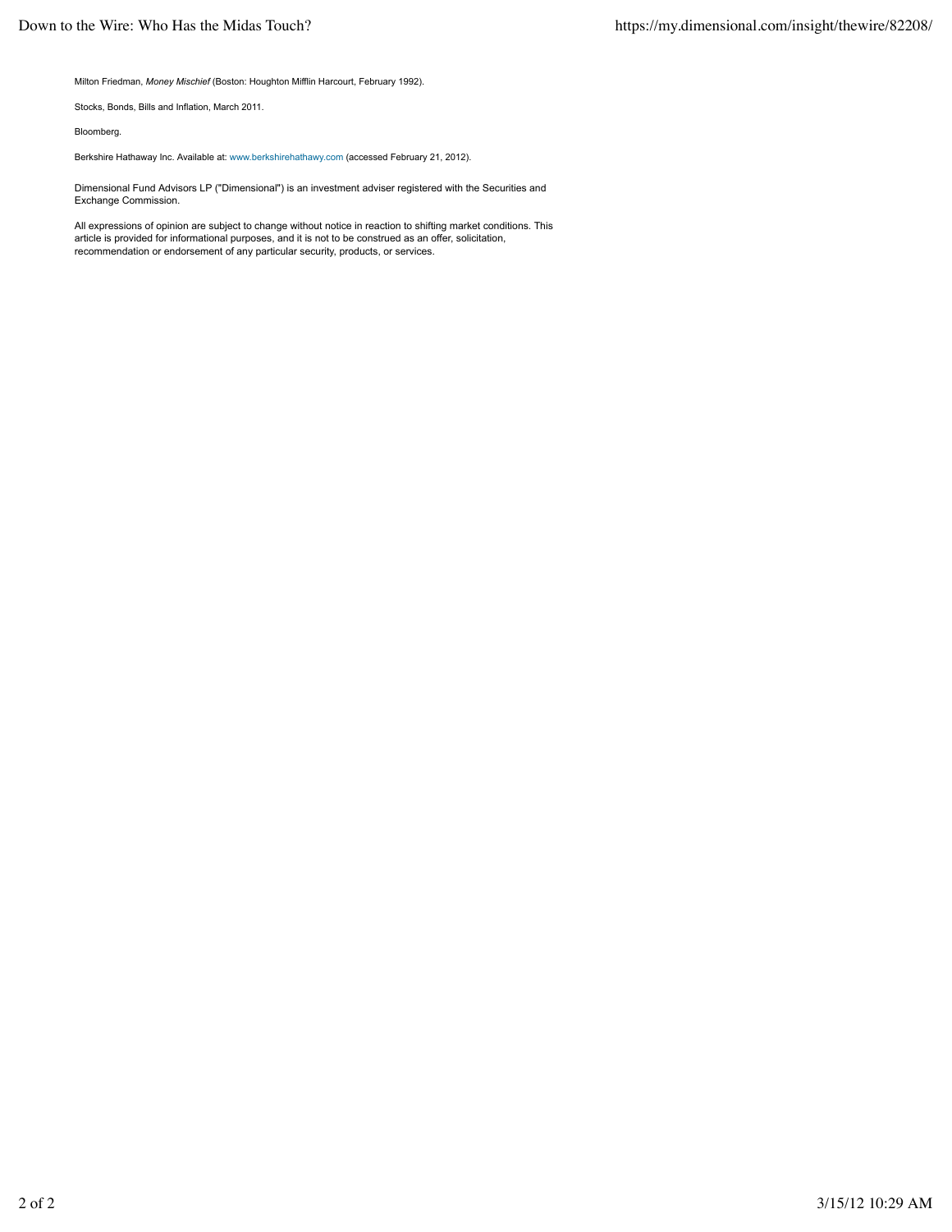Milton Friedman, *Money Mischief* (Boston: Houghton Mifflin Harcourt, February 1992).

Stocks, Bonds, Bills and Inflation, March 2011.

Bloomberg.

Berkshire Hathaway Inc. Available at: www.berkshirehathawy.com (accessed February 21, 2012).

Dimensional Fund Advisors LP ("Dimensional") is an investment adviser registered with the Securities and Exchange Commission.

All expressions of opinion are subject to change without notice in reaction to shifting market conditions. This article is provided for informational purposes, and it is not to be construed as an offer, solicitation, recommendation or endorsement of any particular security, products, or services.